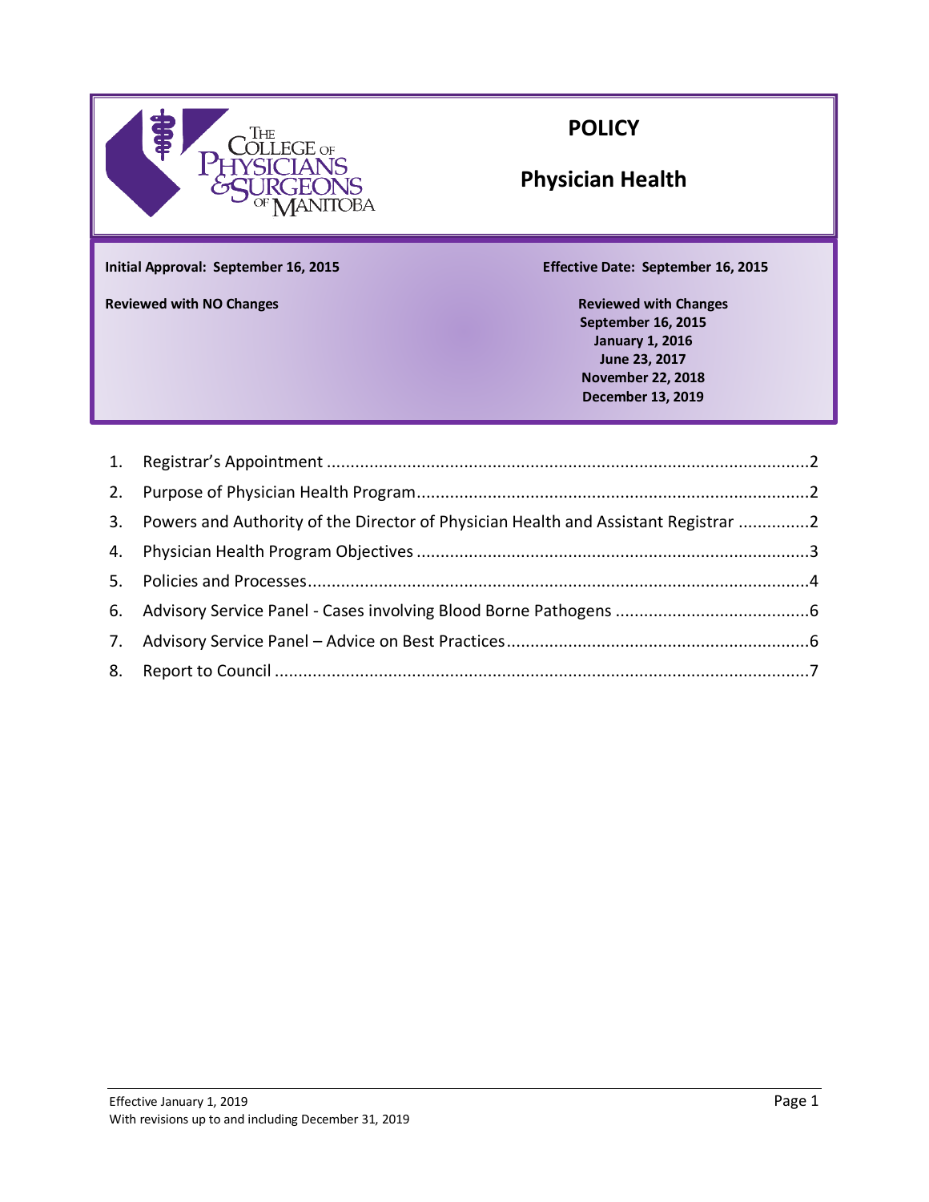The College of Physicians & Surgeons of Manitoba

# POLICY

# Physician Health

**Initial Approval: September 16, 2015**

**Effective Date: September 16, 2015**

**Reviewed with NO Changes**

**Reviewed with Changes**
**September 16, 2015**
**January 1, 2016**
**June 23, 2017**
**November 22, 2018**
**December 13, 2019**

1. Registrar's Appointment ..... 2
2. Purpose of Physician Health Program ..... 2
3. Powers and Authority of the Director of Physician Health and Assistant Registrar ..... 2
4. Physician Health Program Objectives ..... 3
5. Policies and Processes ..... 4
6. Advisory Service Panel - Cases involving Blood Borne Pathogens ..... 6
7. Advisory Service Panel – Advice on Best Practices ..... 6
8. Report to Council ..... 7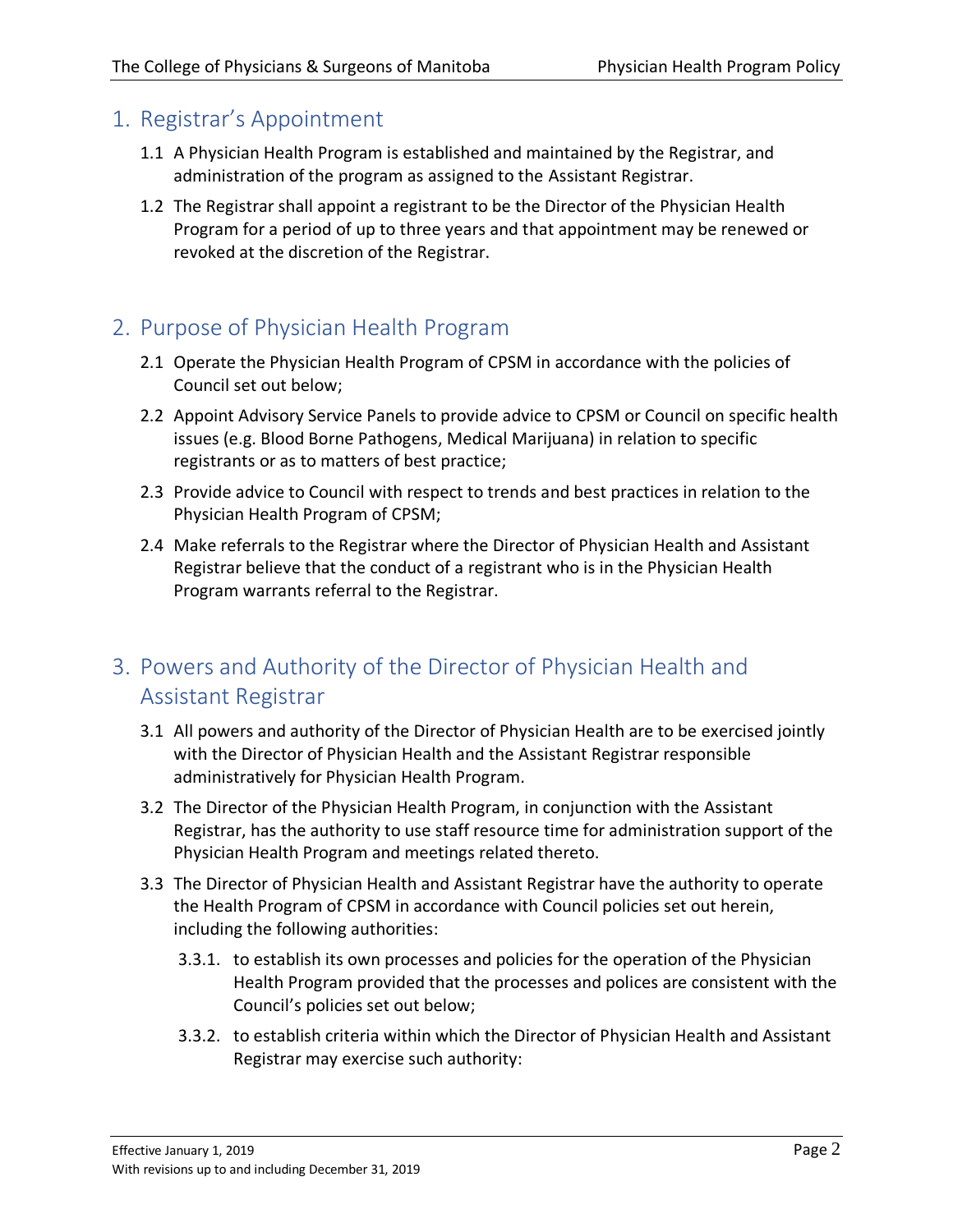## 1. Registrar's Appointment

1.1 A Physician Health Program is established and maintained by the Registrar, and administration of the program as assigned to the Assistant Registrar.

1.2 The Registrar shall appoint a registrant to be the Director of the Physician Health Program for a period of up to three years and that appointment may be renewed or revoked at the discretion of the Registrar.

## 2. Purpose of Physician Health Program

2.1 Operate the Physician Health Program of CPSM in accordance with the policies of Council set out below;

2.2 Appoint Advisory Service Panels to provide advice to CPSM or Council on specific health issues (e.g. Blood Borne Pathogens, Medical Marijuana) in relation to specific registrants or as to matters of best practice;

2.3 Provide advice to Council with respect to trends and best practices in relation to the Physician Health Program of CPSM;

2.4 Make referrals to the Registrar where the Director of Physician Health and Assistant Registrar believe that the conduct of a registrant who is in the Physician Health Program warrants referral to the Registrar.

## 3. Powers and Authority of the Director of Physician Health and Assistant Registrar

3.1 All powers and authority of the Director of Physician Health are to be exercised jointly with the Director of Physician Health and the Assistant Registrar responsible administratively for Physician Health Program.

3.2 The Director of the Physician Health Program, in conjunction with the Assistant Registrar, has the authority to use staff resource time for administration support of the Physician Health Program and meetings related thereto.

3.3 The Director of Physician Health and Assistant Registrar have the authority to operate the Health Program of CPSM in accordance with Council policies set out herein, including the following authorities:

3.3.1. to establish its own processes and policies for the operation of the Physician Health Program provided that the processes and polices are consistent with the Council's policies set out below;

3.3.2. to establish criteria within which the Director of Physician Health and Assistant Registrar may exercise such authority: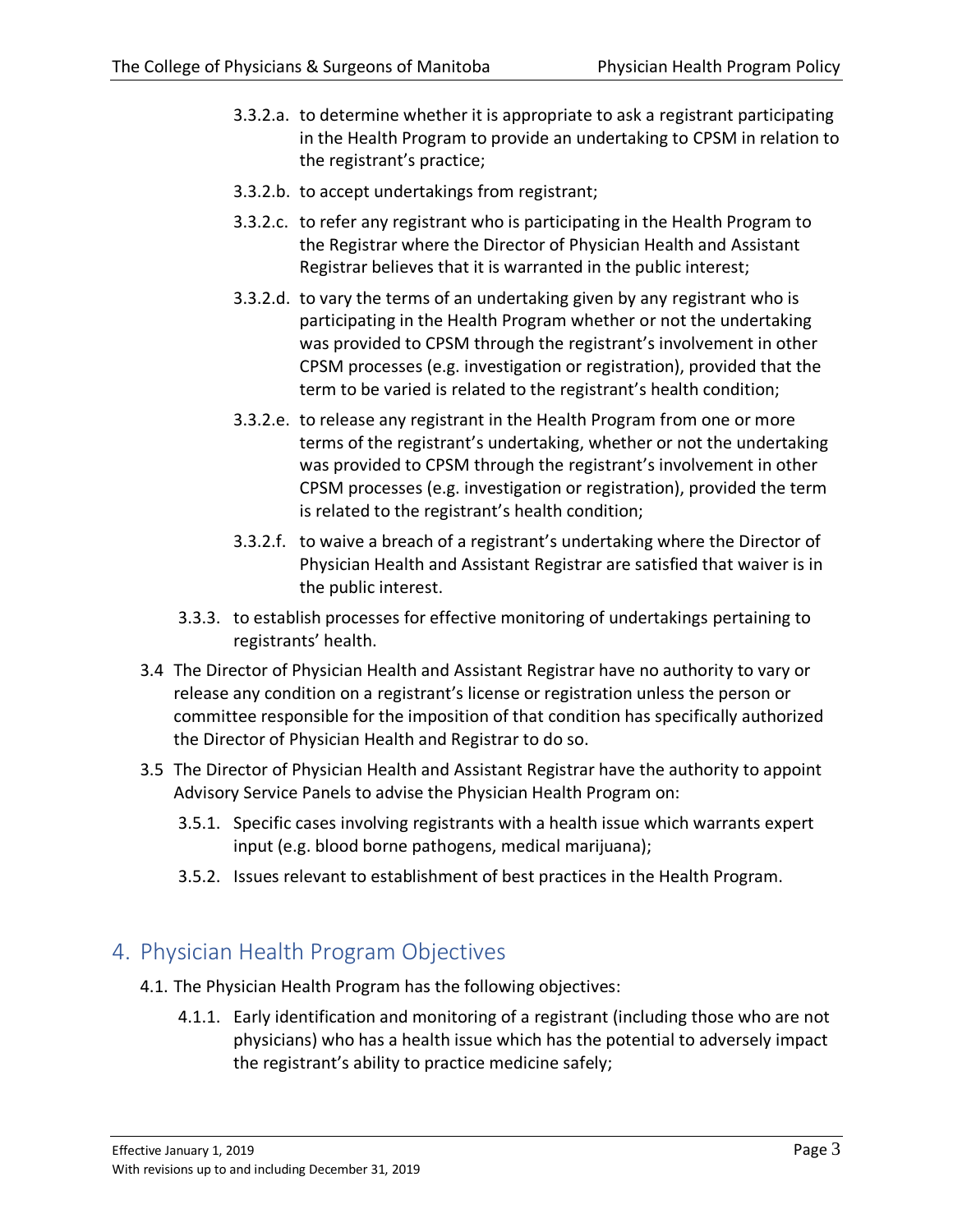- 3.3.2.a. to determine whether it is appropriate to ask a registrant participating in the Health Program to provide an undertaking to CPSM in relation to the registrant's practice;
- 3.3.2.b. to accept undertakings from registrant;
- 3.3.2.c. to refer any registrant who is participating in the Health Program to the Registrar where the Director of Physician Health and Assistant Registrar believes that it is warranted in the public interest;
- 3.3.2.d. to vary the terms of an undertaking given by any registrant who is participating in the Health Program whether or not the undertaking was provided to CPSM through the registrant's involvement in other CPSM processes (e.g. investigation or registration), provided that the term to be varied is related to the registrant's health condition;
- 3.3.2.e. to release any registrant in the Health Program from one or more terms of the registrant's undertaking, whether or not the undertaking was provided to CPSM through the registrant's involvement in other CPSM processes (e.g. investigation or registration), provided the term is related to the registrant's health condition;
- 3.3.2.f. to waive a breach of a registrant's undertaking where the Director of Physician Health and Assistant Registrar are satisfied that waiver is in the public interest.

3.3.3. to establish processes for effective monitoring of undertakings pertaining to registrants' health.

3.4 The Director of Physician Health and Assistant Registrar have no authority to vary or release any condition on a registrant's license or registration unless the person or committee responsible for the imposition of that condition has specifically authorized the Director of Physician Health and Registrar to do so.

3.5 The Director of Physician Health and Assistant Registrar have the authority to appoint Advisory Service Panels to advise the Physician Health Program on:

- 3.5.1. Specific cases involving registrants with a health issue which warrants expert input (e.g. blood borne pathogens, medical marijuana);
- 3.5.2. Issues relevant to establishment of best practices in the Health Program.

## 4. Physician Health Program Objectives

4.1. The Physician Health Program has the following objectives:

- 4.1.1. Early identification and monitoring of a registrant (including those who are not physicians) who has a health issue which has the potential to adversely impact the registrant's ability to practice medicine safely;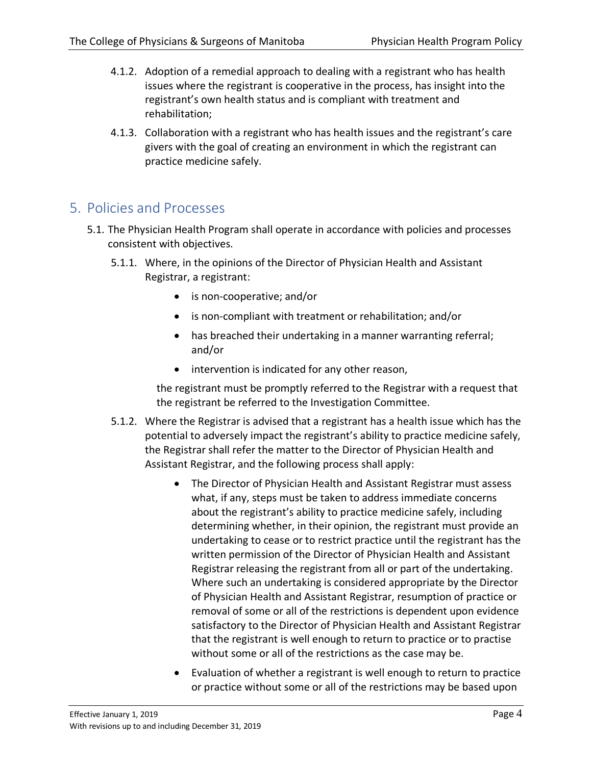4.1.2. Adoption of a remedial approach to dealing with a registrant who has health issues where the registrant is cooperative in the process, has insight into the registrant's own health status and is compliant with treatment and rehabilitation;

4.1.3. Collaboration with a registrant who has health issues and the registrant's care givers with the goal of creating an environment in which the registrant can practice medicine safely.

## 5. Policies and Processes

5.1. The Physician Health Program shall operate in accordance with policies and processes consistent with objectives.

5.1.1. Where, in the opinions of the Director of Physician Health and Assistant Registrar, a registrant:

- is non-cooperative; and/or
- is non-compliant with treatment or rehabilitation; and/or
- has breached their undertaking in a manner warranting referral; and/or
- intervention is indicated for any other reason,

the registrant must be promptly referred to the Registrar with a request that the registrant be referred to the Investigation Committee.

5.1.2. Where the Registrar is advised that a registrant has a health issue which has the potential to adversely impact the registrant's ability to practice medicine safely, the Registrar shall refer the matter to the Director of Physician Health and Assistant Registrar, and the following process shall apply:

- The Director of Physician Health and Assistant Registrar must assess what, if any, steps must be taken to address immediate concerns about the registrant's ability to practice medicine safely, including determining whether, in their opinion, the registrant must provide an undertaking to cease or to restrict practice until the registrant has the written permission of the Director of Physician Health and Assistant Registrar releasing the registrant from all or part of the undertaking. Where such an undertaking is considered appropriate by the Director of Physician Health and Assistant Registrar, resumption of practice or removal of some or all of the restrictions is dependent upon evidence satisfactory to the Director of Physician Health and Assistant Registrar that the registrant is well enough to return to practice or to practise without some or all of the restrictions as the case may be.
- Evaluation of whether a registrant is well enough to return to practice or practice without some or all of the restrictions may be based upon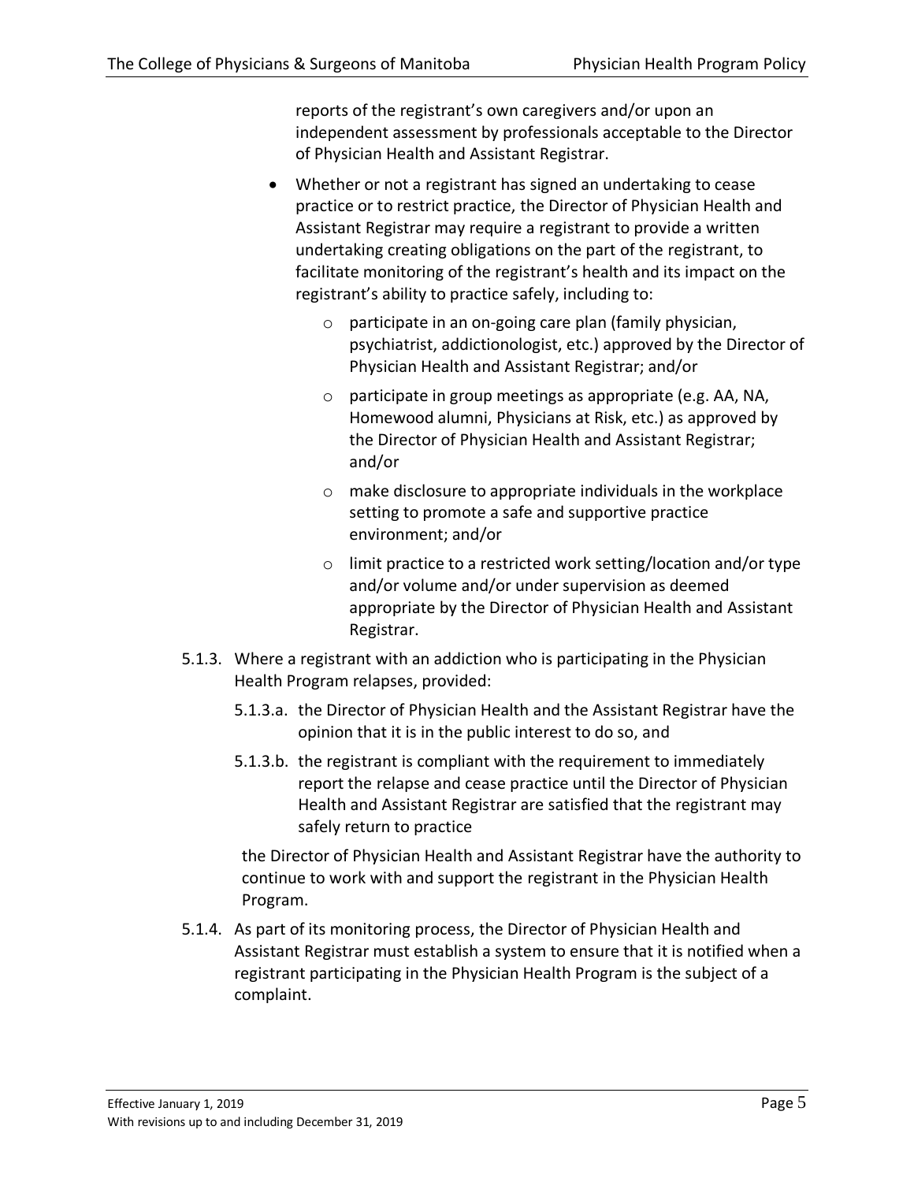reports of the registrant's own caregivers and/or upon an independent assessment by professionals acceptable to the Director of Physician Health and Assistant Registrar.

- Whether or not a registrant has signed an undertaking to cease practice or to restrict practice, the Director of Physician Health and Assistant Registrar may require a registrant to provide a written undertaking creating obligations on the part of the registrant, to facilitate monitoring of the registrant's health and its impact on the registrant's ability to practice safely, including to:
  - participate in an on-going care plan (family physician, psychiatrist, addictionologist, etc.) approved by the Director of Physician Health and Assistant Registrar; and/or
  - participate in group meetings as appropriate (e.g. AA, NA, Homewood alumni, Physicians at Risk, etc.) as approved by the Director of Physician Health and Assistant Registrar; and/or
  - make disclosure to appropriate individuals in the workplace setting to promote a safe and supportive practice environment; and/or
  - limit practice to a restricted work setting/location and/or type and/or volume and/or under supervision as deemed appropriate by the Director of Physician Health and Assistant Registrar.

5.1.3. Where a registrant with an addiction who is participating in the Physician Health Program relapses, provided:

5.1.3.a. the Director of Physician Health and the Assistant Registrar have the opinion that it is in the public interest to do so, and

5.1.3.b. the registrant is compliant with the requirement to immediately report the relapse and cease practice until the Director of Physician Health and Assistant Registrar are satisfied that the registrant may safely return to practice

the Director of Physician Health and Assistant Registrar have the authority to continue to work with and support the registrant in the Physician Health Program.

5.1.4. As part of its monitoring process, the Director of Physician Health and Assistant Registrar must establish a system to ensure that it is notified when a registrant participating in the Physician Health Program is the subject of a complaint.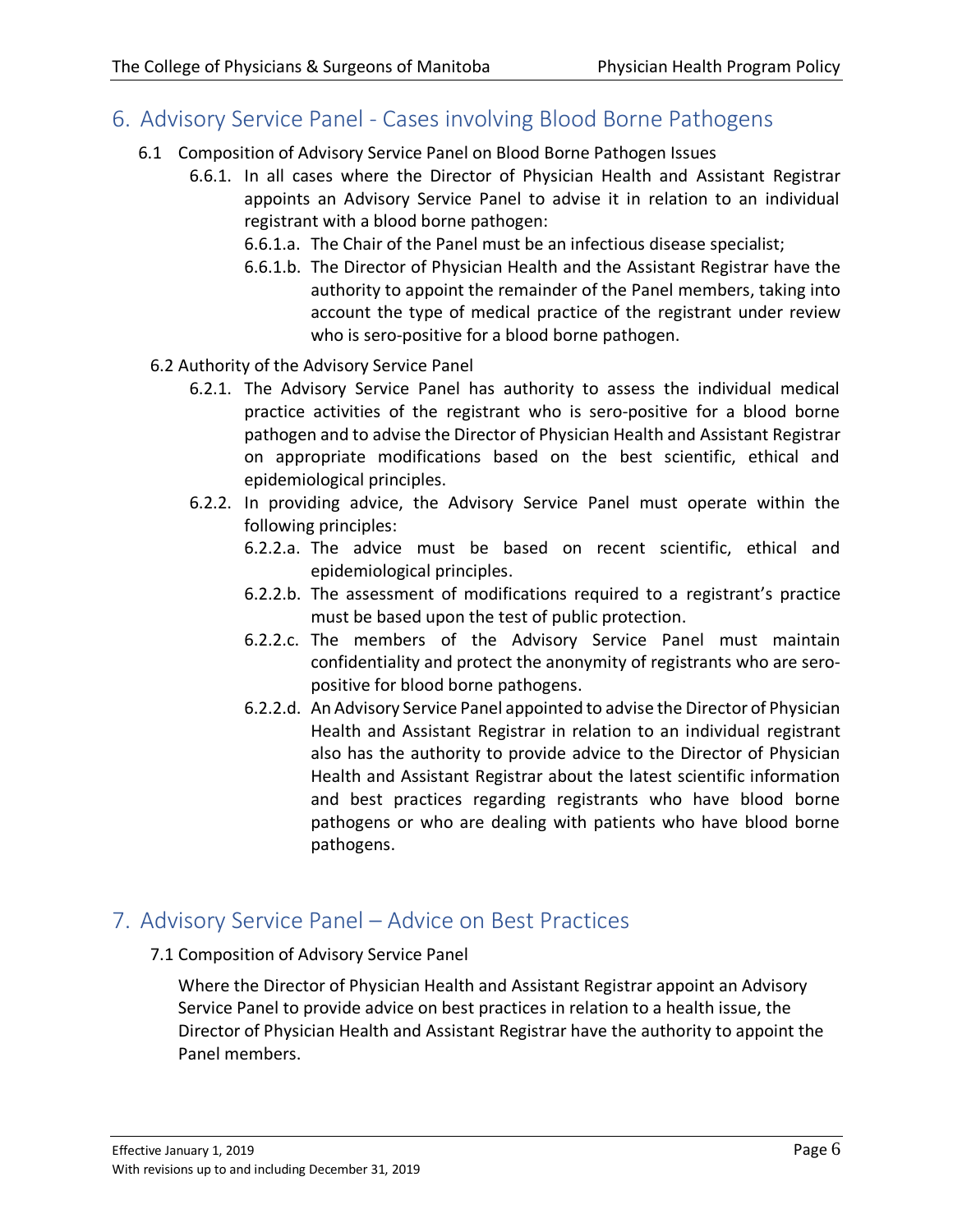## 6. Advisory Service Panel - Cases involving Blood Borne Pathogens

6.1 Composition of Advisory Service Panel on Blood Borne Pathogen Issues

6.6.1. In all cases where the Director of Physician Health and Assistant Registrar appoints an Advisory Service Panel to advise it in relation to an individual registrant with a blood borne pathogen:

6.6.1.a. The Chair of the Panel must be an infectious disease specialist;

6.6.1.b. The Director of Physician Health and the Assistant Registrar have the authority to appoint the remainder of the Panel members, taking into account the type of medical practice of the registrant under review who is sero-positive for a blood borne pathogen.

6.2 Authority of the Advisory Service Panel

6.2.1. The Advisory Service Panel has authority to assess the individual medical practice activities of the registrant who is sero-positive for a blood borne pathogen and to advise the Director of Physician Health and Assistant Registrar on appropriate modifications based on the best scientific, ethical and epidemiological principles.

6.2.2. In providing advice, the Advisory Service Panel must operate within the following principles:

6.2.2.a. The advice must be based on recent scientific, ethical and epidemiological principles.

6.2.2.b. The assessment of modifications required to a registrant's practice must be based upon the test of public protection.

6.2.2.c. The members of the Advisory Service Panel must maintain confidentiality and protect the anonymity of registrants who are sero-positive for blood borne pathogens.

6.2.2.d. An Advisory Service Panel appointed to advise the Director of Physician Health and Assistant Registrar in relation to an individual registrant also has the authority to provide advice to the Director of Physician Health and Assistant Registrar about the latest scientific information and best practices regarding registrants who have blood borne pathogens or who are dealing with patients who have blood borne pathogens.

## 7. Advisory Service Panel – Advice on Best Practices

7.1 Composition of Advisory Service Panel

Where the Director of Physician Health and Assistant Registrar appoint an Advisory Service Panel to provide advice on best practices in relation to a health issue, the Director of Physician Health and Assistant Registrar have the authority to appoint the Panel members.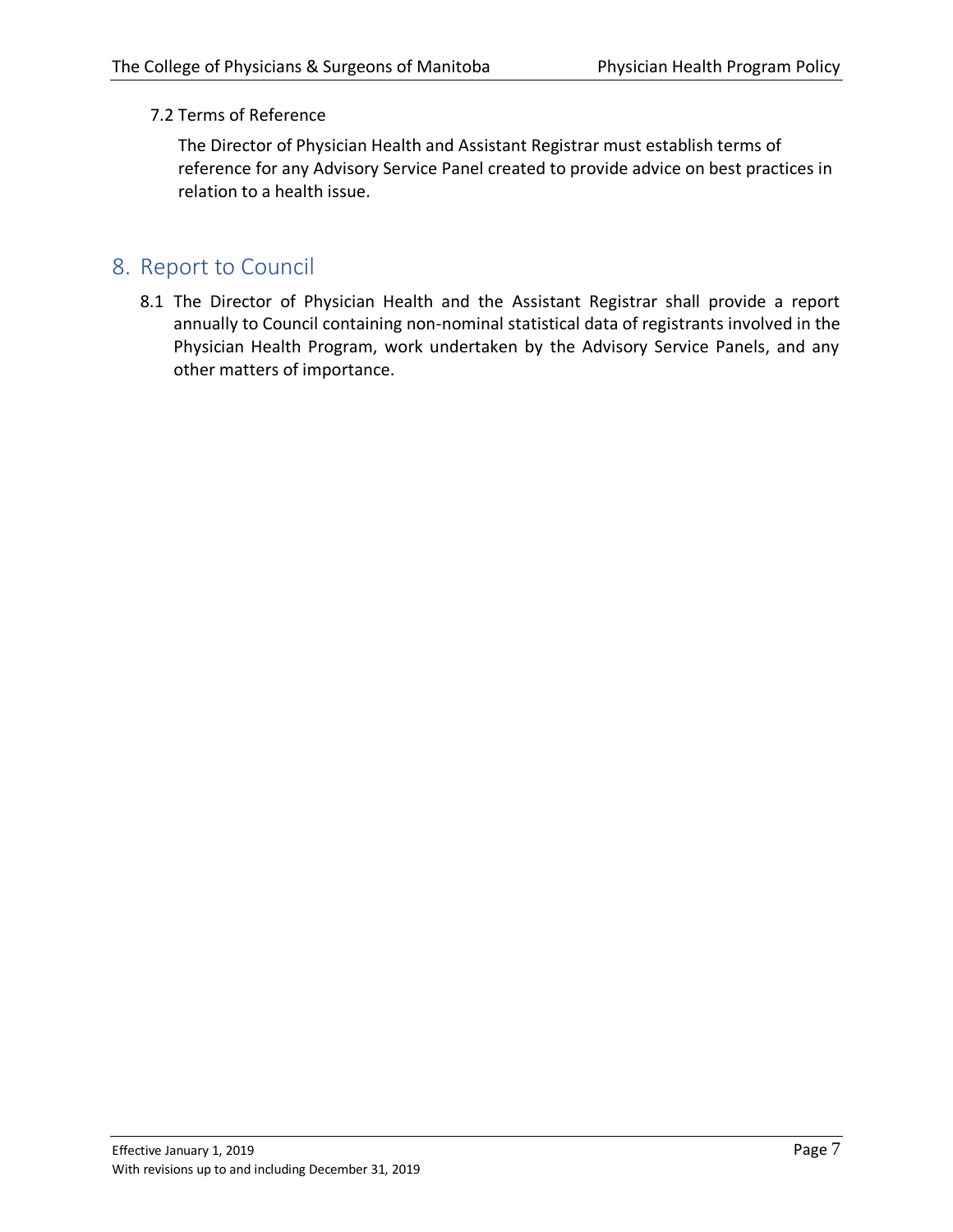### 7.2 Terms of Reference

The Director of Physician Health and Assistant Registrar must establish terms of reference for any Advisory Service Panel created to provide advice on best practices in relation to a health issue.

## 8. Report to Council

8.1 The Director of Physician Health and the Assistant Registrar shall provide a report annually to Council containing non-nominal statistical data of registrants involved in the Physician Health Program, work undertaken by the Advisory Service Panels, and any other matters of importance.